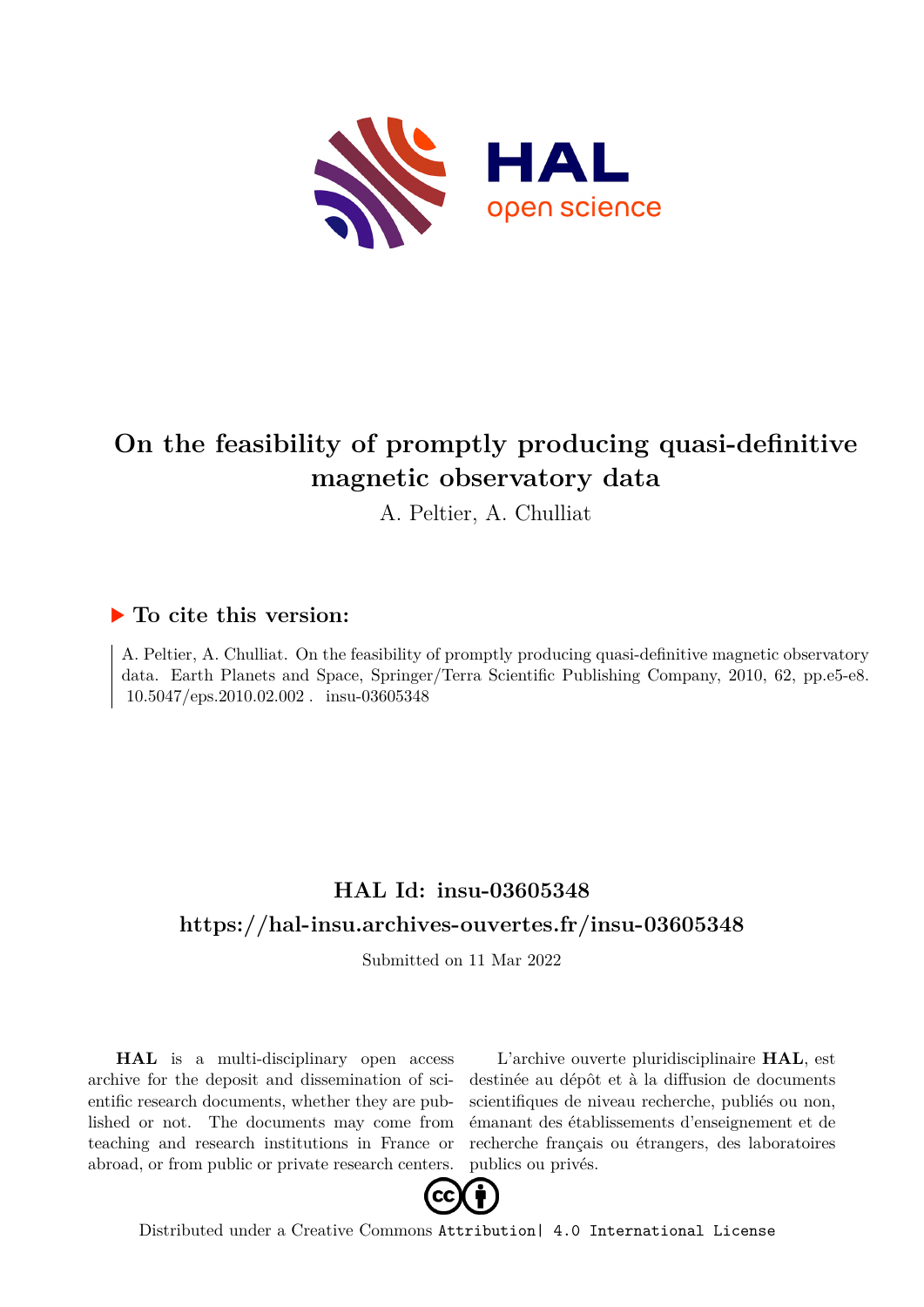# On the feasibility of promptly producing quasi-definitive magnetic observatory data

A. Peltier, A. Chulliat

## ▶ To cite this version:

A. Peltier, A. Chulliat. On the feasibility of promptly producing quasi-definitive magnetic observatory data. Earth Planets and Space, Springer/Terra Scientific Publishing Company, 2010, 62, pp.e5-e8. 10.5047/eps.2010.02.002 . insu-03605348

## HAL Id: insu-03605348

## https://hal-insu.archives-ouvertes.fr/insu-03605348

Submitted on 11 Mar 2022

**HAL** is a multi-disciplinary open access archive for the deposit and dissemination of scientific research documents, whether they are published or not. The documents may come from teaching and research institutions in France or abroad, or from public or private research centers.

L'archive ouverte pluridisciplinaire **HAL**, est destinée au dépôt et à la diffusion de documents scientifiques de niveau recherche, publiés ou non, émanant des établissements d'enseignement et de recherche français ou étrangers, des laboratoires publics ou privés.

Distributed under a Creative Commons Attribution| 4.0 International License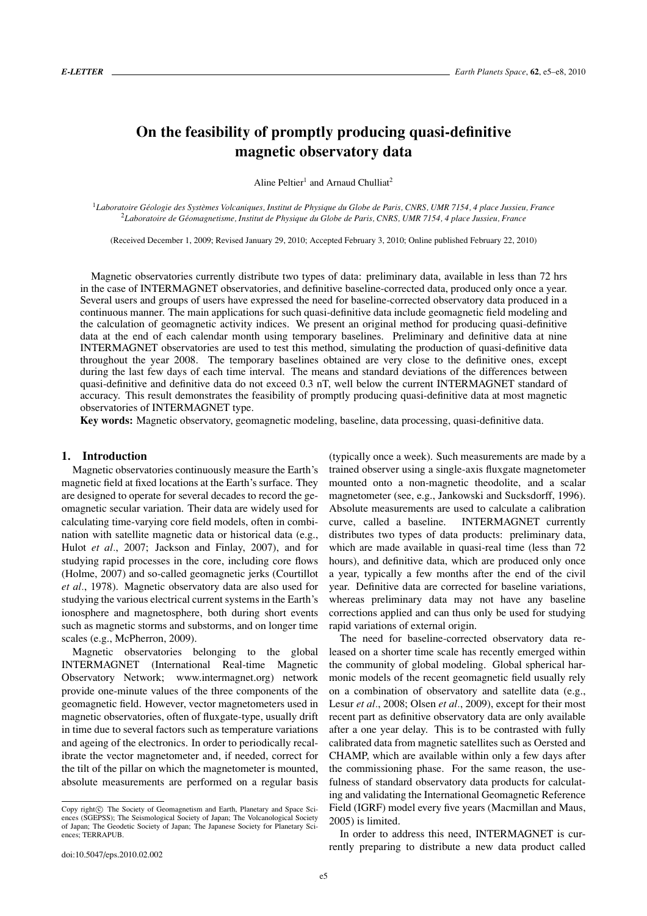# On the feasibility of promptly producing quasi-definitive magnetic observatory data

Aline Peltier[1] and Arnaud Chulliat[2]

[1]*Laboratoire Géologie des Systèmes Volcaniques, Institut de Physique du Globe de Paris, CNRS, UMR 7154, 4 place Jussieu, France*
[2]*Laboratoire de Géomagnetisme, Institut de Physique du Globe de Paris, CNRS, UMR 7154, 4 place Jussieu, France*

(Received December 1, 2009; Revised January 29, 2010; Accepted February 3, 2010; Online published February 22, 2010)

Magnetic observatories currently distribute two types of data: preliminary data, available in less than 72 hrs in the case of INTERMAGNET observatories, and definitive baseline-corrected data, produced only once a year. Several users and groups of users have expressed the need for baseline-corrected observatory data produced in a continuous manner. The main applications for such quasi-definitive data include geomagnetic field modeling and the calculation of geomagnetic activity indices. We present an original method for producing quasi-definitive data at the end of each calendar month using temporary baselines. Preliminary and definitive data at nine INTERMAGNET observatories are used to test this method, simulating the production of quasi-definitive data throughout the year 2008. The temporary baselines obtained are very close to the definitive ones, except during the last few days of each time interval. The means and standard deviations of the differences between quasi-definitive and definitive data do not exceed 0.3 nT, well below the current INTERMAGNET standard of accuracy. This result demonstrates the feasibility of promptly producing quasi-definitive data at most magnetic observatories of INTERMAGNET type.

**Key words:** Magnetic observatory, geomagnetic modeling, baseline, data processing, quasi-definitive data.

## 1. Introduction

Magnetic observatories continuously measure the Earth's magnetic field at fixed locations at the Earth's surface. They are designed to operate for several decades to record the geomagnetic secular variation. Their data are widely used for calculating time-varying core field models, often in combination with satellite magnetic data or historical data (e.g., Hulot *et al*., 2007; Jackson and Finlay, 2007), and for studying rapid processes in the core, including core flows (Holme, 2007) and so-called geomagnetic jerks (Courtillot *et al*., 1978). Magnetic observatory data are also used for studying the various electrical current systems in the Earth's ionosphere and magnetosphere, both during short events such as magnetic storms and substorms, and on longer time scales (e.g., McPherron, 2009).

Magnetic observatories belonging to the global INTERMAGNET (International Real-time Magnetic Observatory Network; www.intermagnet.org) network provide one-minute values of the three components of the geomagnetic field. However, vector magnetometers used in magnetic observatories, often of fluxgate-type, usually drift in time due to several factors such as temperature variations and ageing of the electronics. In order to periodically recalibrate the vector magnetometer and, if needed, correct for the tilt of the pillar on which the magnetometer is mounted, absolute measurements are performed on a regular basis (typically once a week). Such measurements are made by a trained observer using a single-axis fluxgate magnetometer mounted onto a non-magnetic theodolite, and a scalar magnetometer (see, e.g., Jankowski and Sucksdorff, 1996). Absolute measurements are used to calculate a calibration curve, called a baseline. INTERMAGNET currently distributes two types of data products: preliminary data, which are made available in quasi-real time (less than 72 hours), and definitive data, which are produced only once a year, typically a few months after the end of the civil year. Definitive data are corrected for baseline variations, whereas preliminary data may not have any baseline corrections applied and can thus only be used for studying rapid variations of external origin.

The need for baseline-corrected observatory data released on a shorter time scale has recently emerged within the community of global modeling. Global spherical harmonic models of the recent geomagnetic field usually rely on a combination of observatory and satellite data (e.g., Lesur *et al*., 2008; Olsen *et al*., 2009), except for their most recent part as definitive observatory data are only available after a one year delay. This is to be contrasted with fully calibrated data from magnetic satellites such as Oersted and CHAMP, which are available within only a few days after the commissioning phase. For the same reason, the usefulness of standard observatory data products for calculating and validating the International Geomagnetic Reference Field (IGRF) model every five years (Macmillan and Maus, 2005) is limited.

In order to address this need, INTERMAGNET is currently preparing to distribute a new data product called

Copy right© The Society of Geomagnetism and Earth, Planetary and Space Sciences (SGEPSS); The Seismological Society of Japan; The Volcanological Society of Japan; The Geodetic Society of Japan; The Japanese Society for Planetary Sciences; TERRAPUB.

doi:10.5047/eps.2010.02.002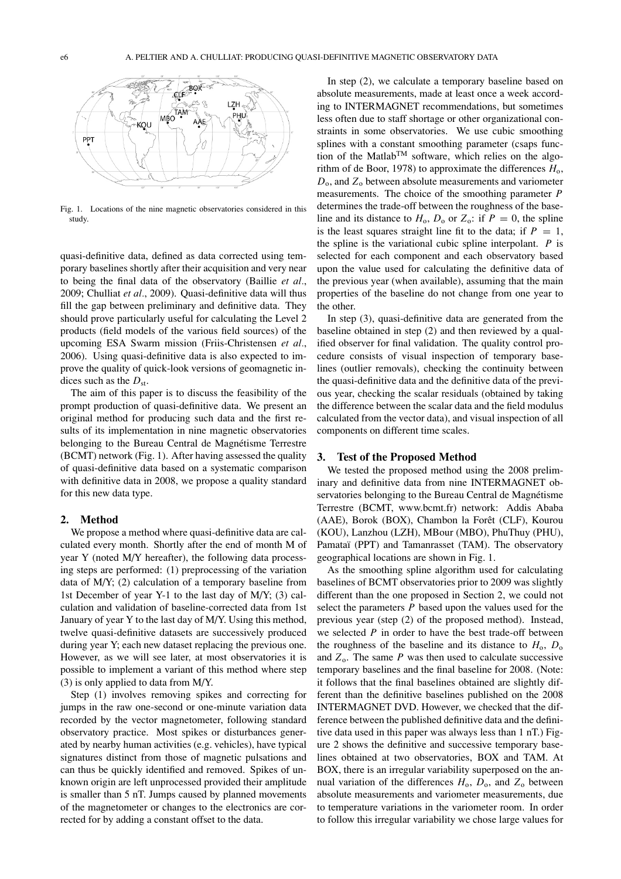Fig. 1. Locations of the nine magnetic observatories considered in this study.

quasi-definitive data, defined as data corrected using temporary baselines shortly after their acquisition and very near to being the final data of the observatory (Baillie *et al*., 2009; Chulliat *et al*., 2009). Quasi-definitive data will thus fill the gap between preliminary and definitive data. They should prove particularly useful for calculating the Level 2 products (field models of the various field sources) of the upcoming ESA Swarm mission (Friis-Christensen *et al*., 2006). Using quasi-definitive data is also expected to improve the quality of quick-look versions of geomagnetic indices such as the $D_{\mathrm{st}}$.

The aim of this paper is to discuss the feasibility of the prompt production of quasi-definitive data. We present an original method for producing such data and the first results of its implementation in nine magnetic observatories belonging to the Bureau Central de Magnétisme Terrestre (BCMT) network (Fig. 1). After having assessed the quality of quasi-definitive data based on a systematic comparison with definitive data in 2008, we propose a quality standard for this new data type.

## 2. Method

We propose a method where quasi-definitive data are calculated every month. Shortly after the end of month M of year Y (noted M/Y hereafter), the following data processing steps are performed: (1) preprocessing of the variation data of M/Y; (2) calculation of a temporary baseline from 1st December of year Y-1 to the last day of M/Y; (3) calculation and validation of baseline-corrected data from 1st January of year Y to the last day of M/Y. Using this method, twelve quasi-definitive datasets are successively produced during year Y; each new dataset replacing the previous one. However, as we will see later, at most observatories it is possible to implement a variant of this method where step (3) is only applied to data from M/Y.

Step (1) involves removing spikes and correcting for jumps in the raw one-second or one-minute variation data recorded by the vector magnetometer, following standard observatory practice. Most spikes or disturbances generated by nearby human activities (e.g. vehicles), have typical signatures distinct from those of magnetic pulsations and can thus be quickly identified and removed. Spikes of unknown origin are left unprocessed provided their amplitude is smaller than 5 nT. Jumps caused by planned movements of the magnetometer or changes to the electronics are corrected for by adding a constant offset to the data.

In step (2), we calculate a temporary baseline based on absolute measurements, made at least once a week according to INTERMAGNET recommendations, but sometimes less often due to staff shortage or other organizational constraints in some observatories. We use cubic smoothing splines with a constant smoothing parameter (csaps function of the Matlab™ software, which relies on the algorithm of de Boor, 1978) to approximate the differences $H_{\mathrm{o}}$, $D_{\mathrm{o}}$, and $Z_{\mathrm{o}}$ between absolute measurements and variometer measurements. The choice of the smoothing parameter $P$ determines the trade-off between the roughness of the baseline and its distance to $H_{\mathrm{o}}$, $D_{\mathrm{o}}$ or $Z_{\mathrm{o}}$: if $P = 0$, the spline is the least squares straight line fit to the data; if $P = 1$, the spline is the variational cubic spline interpolant. $P$ is selected for each component and each observatory based upon the value used for calculating the definitive data of the previous year (when available), assuming that the main properties of the baseline do not change from one year to the other.

In step (3), quasi-definitive data are generated from the baseline obtained in step (2) and then reviewed by a qualified observer for final validation. The quality control procedure consists of visual inspection of temporary baselines (outlier removals), checking the continuity between the quasi-definitive data and the definitive data of the previous year, checking the scalar residuals (obtained by taking the difference between the scalar data and the field modulus calculated from the vector data), and visual inspection of all components on different time scales.

## 3. Test of the Proposed Method

We tested the proposed method using the 2008 preliminary and definitive data from nine INTERMAGNET observatories belonging to the Bureau Central de Magnétisme Terrestre (BCMT, www.bcmt.fr) network: Addis Ababa (AAE), Borok (BOX), Chambon la Forêt (CLF), Kourou (KOU), Lanzhou (LZH), MBour (MBO), PhuThuy (PHU), Pamataï (PPT) and Tamanrasset (TAM). The observatory geographical locations are shown in Fig. 1.

As the smoothing spline algorithm used for calculating baselines of BCMT observatories prior to 2009 was slightly different than the one proposed in Section 2, we could not select the parameters $P$ based upon the values used for the previous year (step (2) of the proposed method). Instead, we selected $P$ in order to have the best trade-off between the roughness of the baseline and its distance to $H_{\mathrm{o}}$, $D_{\mathrm{o}}$ and $Z_{\mathrm{o}}$. The same $P$ was then used to calculate successive temporary baselines and the final baseline for 2008. (Note: it follows that the final baselines obtained are slightly different than the definitive baselines published on the 2008 INTERMAGNET DVD. However, we checked that the difference between the published definitive data and the definitive data used in this paper was always less than 1 nT.) Figure 2 shows the definitive and successive temporary baselines obtained at two observatories, BOX and TAM. At BOX, there is an irregular variability superposed on the annual variation of the differences $H_{\mathrm{o}}$, $D_{\mathrm{o}}$, and $Z_{\mathrm{o}}$ between absolute measurements and variometer measurements, due to temperature variations in the variometer room. In order to follow this irregular variability we chose large values for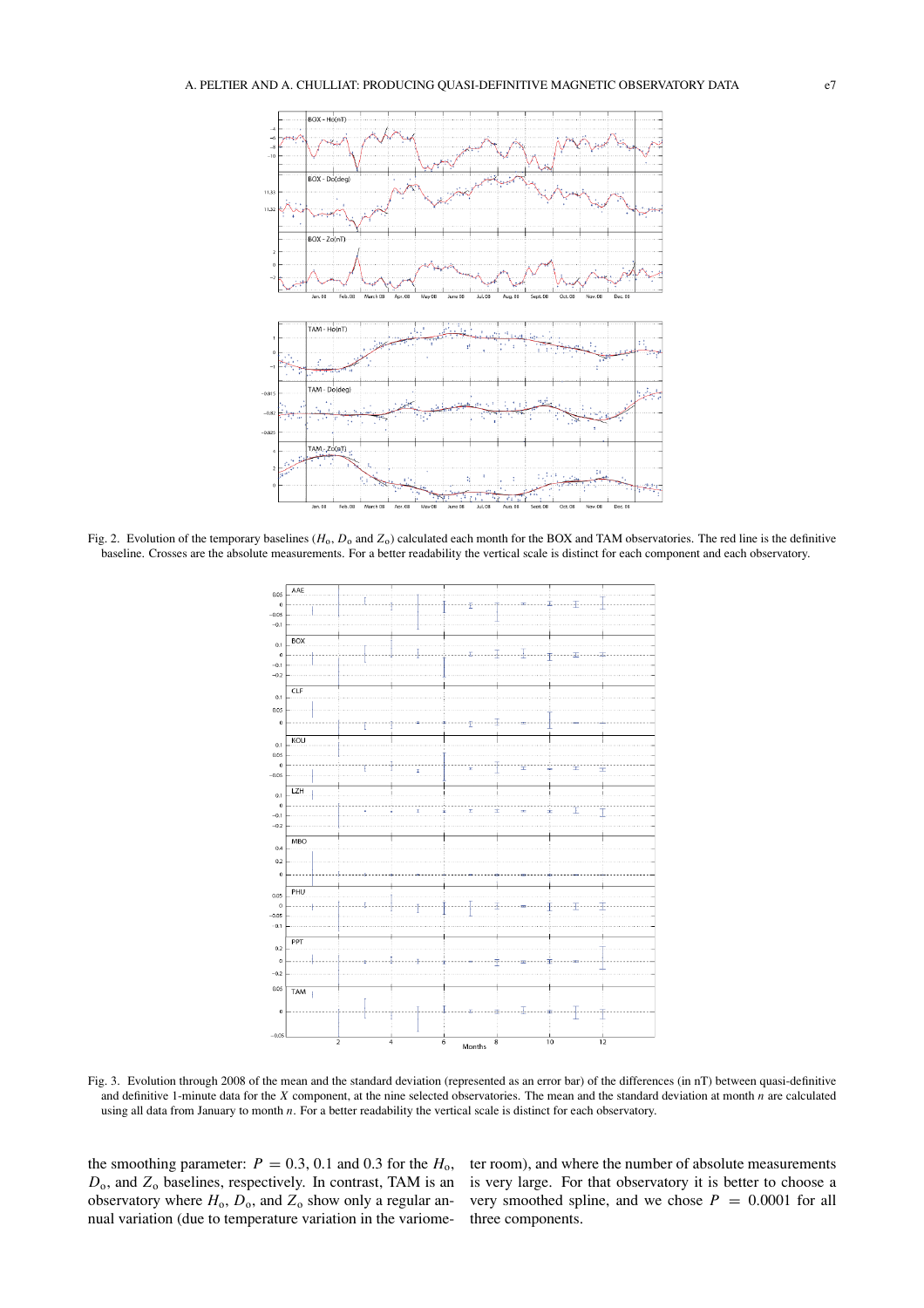Fig. 2. Evolution of the temporary baselines ($H_o$, $D_o$ and $Z_o$) calculated each month for the BOX and TAM observatories. The red line is the definitive baseline. Crosses are the absolute measurements. For a better readability the vertical scale is distinct for each component and each observatory.

Fig. 3. Evolution through 2008 of the mean and the standard deviation (represented as an error bar) of the differences (in nT) between quasi-definitive and definitive 1-minute data for the $X$ component, at the nine selected observatories. The mean and the standard deviation at month $n$ are calculated using all data from January to month $n$. For a better readability the vertical scale is distinct for each observatory.

the smoothing parameter: $P = 0.3$, 0.1 and 0.3 for the $H_o$, $D_o$, and $Z_o$ baselines, respectively. In contrast, TAM is an observatory where $H_o$, $D_o$, and $Z_o$ show only a regular annual variation (due to temperature variation in the variometer room), and where the number of absolute measurements is very large. For that observatory it is better to choose a very smoothed spline, and we chose $P = 0.0001$ for all three components.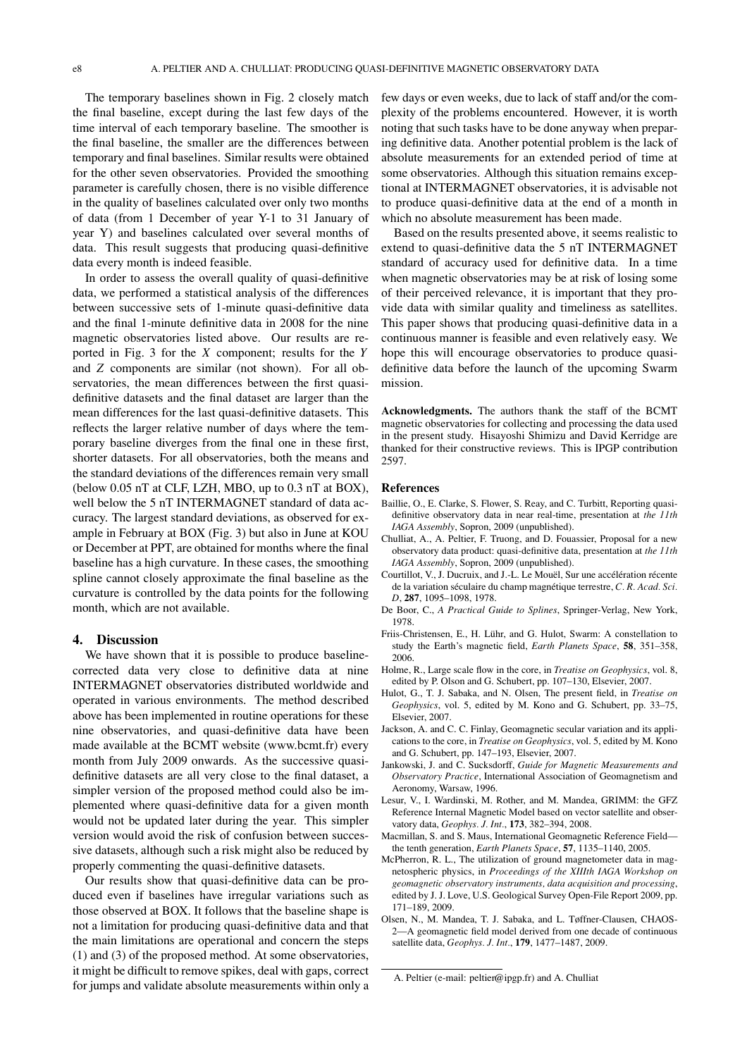The temporary baselines shown in Fig. 2 closely match the final baseline, except during the last few days of the time interval of each temporary baseline. The smoother is the final baseline, the smaller are the differences between temporary and final baselines. Similar results were obtained for the other seven observatories. Provided the smoothing parameter is carefully chosen, there is no visible difference in the quality of baselines calculated over only two months of data (from 1 December of year Y-1 to 31 January of year Y) and baselines calculated over several months of data. This result suggests that producing quasi-definitive data every month is indeed feasible.

In order to assess the overall quality of quasi-definitive data, we performed a statistical analysis of the differences between successive sets of 1-minute quasi-definitive data and the final 1-minute definitive data in 2008 for the nine magnetic observatories listed above. Our results are reported in Fig. 3 for the $X$ component; results for the $Y$ and $Z$ components are similar (not shown). For all observatories, the mean differences between the first quasi-definitive datasets and the final dataset are larger than the mean differences for the last quasi-definitive datasets. This reflects the larger relative number of days where the temporary baseline diverges from the final one in these first, shorter datasets. For all observatories, both the means and the standard deviations of the differences remain very small (below 0.05 nT at CLF, LZH, MBO, up to 0.3 nT at BOX), well below the 5 nT INTERMAGNET standard of data accuracy. The largest standard deviations, as observed for example in February at BOX (Fig. 3) but also in June at KOU or December at PPT, are obtained for months where the final baseline has a high curvature. In these cases, the smoothing spline cannot closely approximate the final baseline as the curvature is controlled by the data points for the following month, which are not available.

## 4. Discussion

We have shown that it is possible to produce baseline-corrected data very close to definitive data at nine INTERMAGNET observatories distributed worldwide and operated in various environments. The method described above has been implemented in routine operations for these nine observatories, and quasi-definitive data have been made available at the BCMT website (www.bcmt.fr) every month from July 2009 onwards. As the successive quasi-definitive datasets are all very close to the final dataset, a simpler version of the proposed method could also be implemented where quasi-definitive data for a given month would not be updated later during the year. This simpler version would avoid the risk of confusion between successive datasets, although such a risk might also be reduced by properly commenting the quasi-definitive datasets.

Our results show that quasi-definitive data can be produced even if baselines have irregular variations such as those observed at BOX. It follows that the baseline shape is not a limitation for producing quasi-definitive data and that the main limitations are operational and concern the steps (1) and (3) of the proposed method. At some observatories, it might be difficult to remove spikes, deal with gaps, correct for jumps and validate absolute measurements within only a few days or even weeks, due to lack of staff and/or the complexity of the problems encountered. However, it is worth noting that such tasks have to be done anyway when preparing definitive data. Another potential problem is the lack of absolute measurements for an extended period of time at some observatories. Although this situation remains exceptional at INTERMAGNET observatories, it is advisable not to produce quasi-definitive data at the end of a month in which no absolute measurement has been made.

Based on the results presented above, it seems realistic to extend to quasi-definitive data the 5 nT INTERMAGNET standard of accuracy used for definitive data. In a time when magnetic observatories may be at risk of losing some of their perceived relevance, it is important that they provide data with similar quality and timeliness as satellites. This paper shows that producing quasi-definitive data in a continuous manner is feasible and even relatively easy. We hope this will encourage observatories to produce quasi-definitive data before the launch of the upcoming Swarm mission.

**Acknowledgments.** The authors thank the staff of the BCMT magnetic observatories for collecting and processing the data used in the present study. Hisayoshi Shimizu and David Kerridge are thanked for their constructive reviews. This is IPGP contribution 2597.

## References

Baillie, O., E. Clarke, S. Flower, S. Reay, and C. Turbitt, Reporting quasi-definitive observatory data in near real-time, presentation at *the 11th IAGA Assembly*, Sopron, 2009 (unpublished).

Chulliat, A., A. Peltier, F. Truong, and D. Fouassier, Proposal for a new observatory data product: quasi-definitive data, presentation at *the 11th IAGA Assembly*, Sopron, 2009 (unpublished).

Courtillot, V., J. Ducruix, and J.-L. Le Mouël, Sur une accélération récente de la variation séculaire du champ magnétique terrestre, *C. R. Acad. Sci. D*, **287**, 1095–1098, 1978.

De Boor, C., *A Practical Guide to Splines*, Springer-Verlag, New York, 1978.

Friis-Christensen, E., H. Lühr, and G. Hulot, Swarm: A constellation to study the Earth's magnetic field, *Earth Planets Space*, **58**, 351–358, 2006.

Holme, R., Large scale flow in the core, in *Treatise on Geophysics*, vol. 8, edited by P. Olson and G. Schubert, pp. 107–130, Elsevier, 2007.

Hulot, G., T. J. Sabaka, and N. Olsen, The present field, in *Treatise on Geophysics*, vol. 5, edited by M. Kono and G. Schubert, pp. 33–75, Elsevier, 2007.

Jackson, A. and C. C. Finlay, Geomagnetic secular variation and its applications to the core, in *Treatise on Geophysics*, vol. 5, edited by M. Kono and G. Schubert, pp. 147–193, Elsevier, 2007.

Jankowski, J. and C. Sucksdorff, *Guide for Magnetic Measurements and Observatory Practice*, International Association of Geomagnetism and Aeronomy, Warsaw, 1996.

Lesur, V., I. Wardinski, M. Rother, and M. Mandea, GRIMM: the GFZ Reference Internal Magnetic Model based on vector satellite and observatory data, *Geophys. J. Int.*, **173**, 382–394, 2008.

Macmillan, S. and S. Maus, International Geomagnetic Reference Field—the tenth generation, *Earth Planets Space*, **57**, 1135–1140, 2005.

McPherron, R. L., The utilization of ground magnetometer data in magnetospheric physics, in *Proceedings of the XIIIth IAGA Workshop on geomagnetic observatory instruments, data acquisition and processing*, edited by J. J. Love, U.S. Geological Survey Open-File Report 2009, pp. 171–189, 2009.

Olsen, N., M. Mandea, T. J. Sabaka, and L. Tøffner-Clausen, CHAOS-2—A geomagnetic field model derived from one decade of continuous satellite data, *Geophys. J. Int.*, **179**, 1477–1487, 2009.

A. Peltier (e-mail: peltier@ipgp.fr) and A. Chulliat